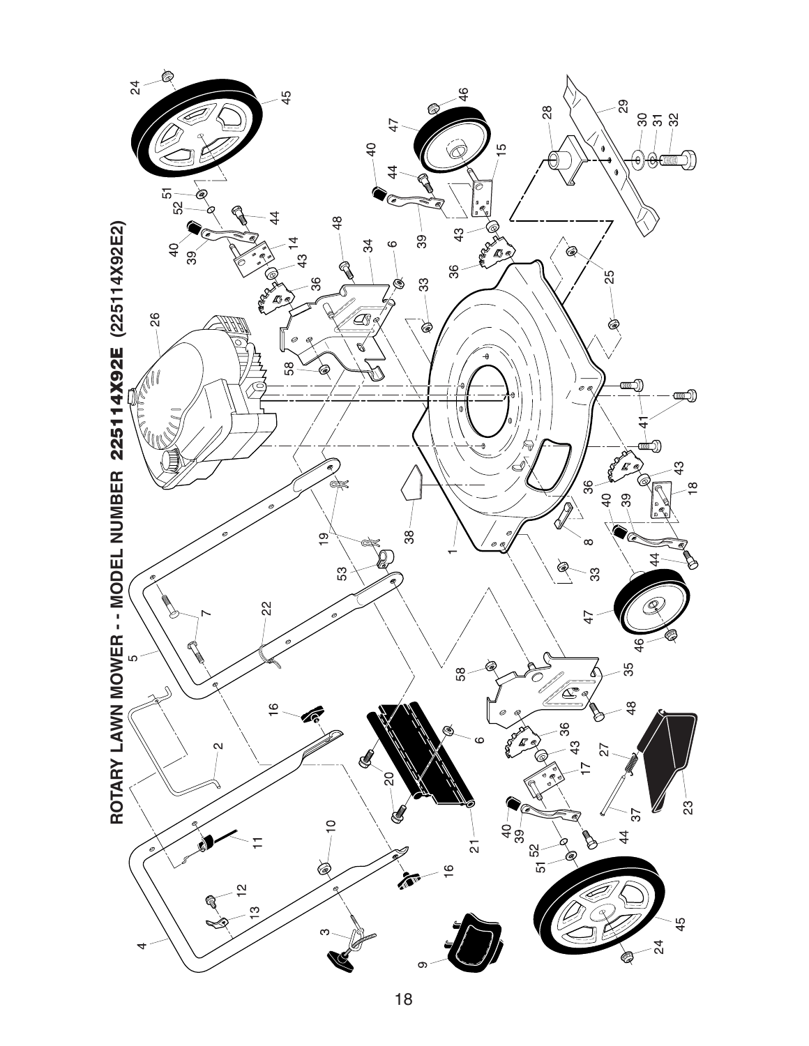# ROTARY LAWN MOWER - - MODEL NUMBER 225114X92E (225114X92E2)

4 3 9 13 12 11 10 16 2 16 21 20 20 5 7 22 6 51 52 39 40 44 45 24 17 43 36 35 48 58 37 27 23 53 19 38 1 8 33 47 46 44 39 40 36 43 18 41 26 58 34 48 6 33 36 43 14 39 40 52 51 44 45 24 40 44 39 15 43 36 47 46 25 28 29 30 31 32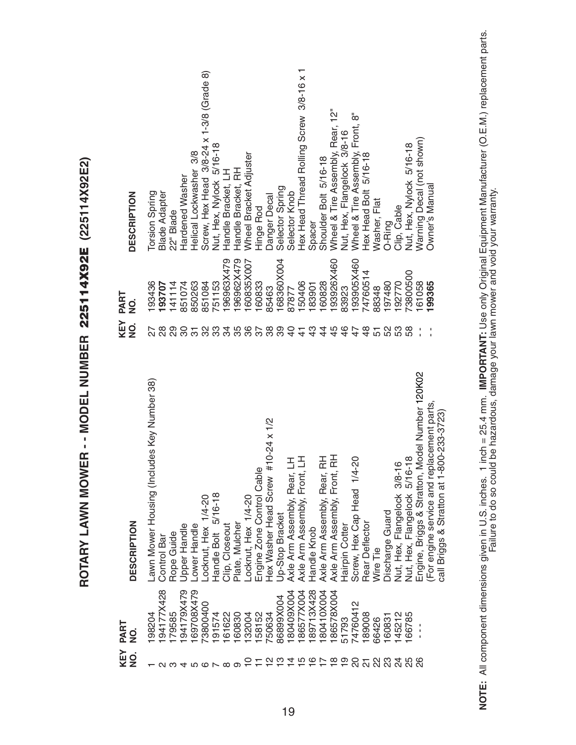# ROTARY LAWN MOWER - - MODEL NUMBER 225114X92E (225114X92E2)

| KEY NO. | PART NO. | DESCRIPTION | KEY NO. | PART NO. | DESCRIPTION |
|---|---|---|---|---|---|
| 1 | 198204 | Lawn Mower Housing (Includes Key Number 38) | 27 | 193436 | Torsion Spring |
| 2 | 194177X428 | Control Bar | 28 | **193707** | Blade Adapter |
| 3 | 179585 | Rope Guide | 29 | 141114 | 22" Blade |
| 4 | 194179X479 | Upper Handle | 30 | 851074 | Hardened Washer |
| 5 | 169708X479 | Lower Handle | 31 | 850263 | Helical Lockwasher 3/8 |
| 6 | 73800400 | Locknut, Hex 1/4-20 | 32 | 851084 | Screw, Hex Head 3/8-24 x 1-3/8 (Grade 8) |
| 7 | 191574 | Handle Bolt 5/16-18 | 33 | 751153 | Nut, Hex, Nylock 5/16-18 |
| 8 | 161622 | Clip, Closeout | 34 | 196963X479 | Handle Bracket, LH |
| 9 | 160830 | Plate, Mulcher | 35 | 196962X479 | Handle Bracket, RH |
| 10 | 132004 | Locknut, Hex 1/4-20 | 36 | 160835X007 | Wheel Bracket Adjuster |
| 11 | 158152 | Engine Zone Control Cable | 37 | 160833 | Hinge Rod |
| 12 | 750634 | Hex Washer Head Screw #10-24 x 1/2 | 38 | 85463 | Danger Decal |
| 13 | 86899X004 | Up-Stop Bracket | 39 | 168360X004 | Selector Spring |
| 14 | 180409X004 | Axle Arm Assembly, Rear, LH | 40 | 87877 | Selector Knob |
| 15 | 186577X004 | Axle Arm Assembly, Front, LH | 41 | 150406 | Hex Head Thread Rolling Screw 3/8-16 x 1 |
| 16 | 189713X428 | Handle Knob | 43 | 183901 | Spacer |
| 17 | 180410X004 | Axle Arm Assembly, Rear, RH | 44 | 160828 | Shoulder Bolt 5/16-18 |
| 18 | 186578X004 | Axle Arm Assembly, Front, RH | 45 | 193926X460 | Wheel & Tire Assembly, Rear, 12" |
| 19 | 51793 | Hairpin Cotter | 46 | 83923 | Nut, Hex, Flangelock 3/8-16 |
| 20 | 74760412 | Screw, Hex Cap Head 1/4-20 | 47 | 193905X460 | Wheel & Tire Assembly, Front, 8" |
| 21 | 189008 | Rear Deflector | 48 | 74760514 | Hex Head Bolt 5/16-18 |
| 22 | 66426 | Wire Tie | 51 | 88348 | Washer, Flat |
| 23 | 160831 | Discharge Guard | 52 | 197480 | O-Ring |
| 24 | 145212 | Nut, Hex, Flangelock 3/8-16 | 53 | 192770 | Clip, Cable |
| 25 | 166785 | Nut, Hex, Flangelock 5/16-18 | 58 | 73800500 | Nut, Hex, Nylock 5/16-18 |
| 26 | - - - | Engine, Briggs & Stratton, Model Number 120K02 (For engine service and replacement parts, call Briggs & Stratton at 1-800-233-3723) | - - | 161058 | Warning Decal (not shown) |
| | | | - - | **199365** | Owner's Manual |

**NOTE:** All component dimensions given in U.S. inches. 1 inch = 25.4 mm. **IMPORTANT:** Use only Original Equipment Manufacturer (O.E.M.) replacement parts. Failure to do so could be hazardous, damage your lawn mower and void your warranty.